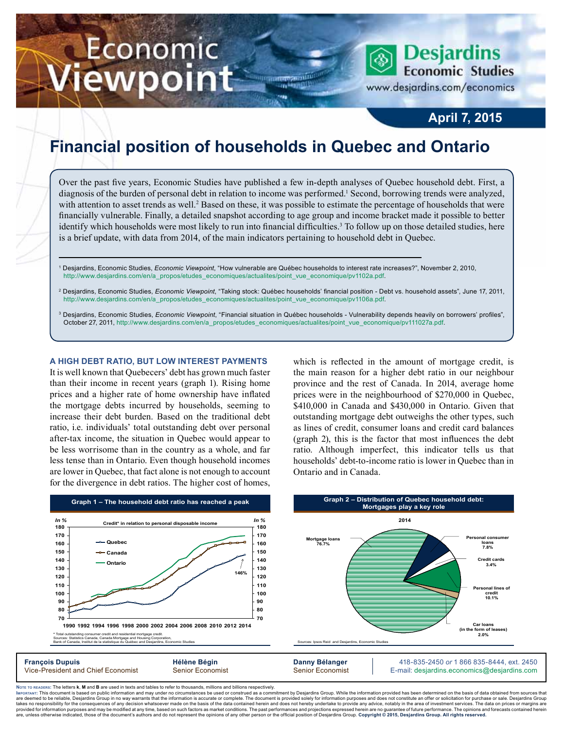# Economic Viewpoint

**Desjardins Economic Studies**
www.desjardins.com/economics

**April 7, 2015**

# Financial position of households in Quebec and Ontario

Over the past five years, Economic Studies have published a few in-depth analyses of Quebec household debt. First, a diagnosis of the burden of personal debt in relation to income was performed.[1] Second, borrowing trends were analyzed, with attention to asset trends as well.[2] Based on these, it was possible to estimate the percentage of households that were financially vulnerable. Finally, a detailed snapshot according to age group and income bracket made it possible to better identify which households were most likely to run into financial difficulties.[3] To follow up on those detailed studies, here is a brief update, with data from 2014, of the main indicators pertaining to household debt in Quebec.

[1] Desjardins, Economic Studies, *Economic Viewpoint*, "How vulnerable are Québec households to interest rate increases?", November 2, 2010, http://www.desjardins.com/en/a_propos/etudes_economiques/actualites/point_vue_economique/pv1102a.pdf.

[2] Desjardins, Economic Studies, *Economic Viewpoint*, "Taking stock: Québec households' financial position - Debt vs. household assets", June 17, 2011, http://www.desjardins.com/en/a_propos/etudes_economiques/actualites/point_vue_economique/pv1106a.pdf.

[3] Desjardins, Economic Studies, *Economic Viewpoint*, "Financial situation in Québec households - Vulnerability depends heavily on borrowers' profiles", October 27, 2011, http://www.desjardins.com/en/a_propos/etudes_economiques/actualites/point_vue_economique/pv111027a.pdf.

### A HIGH DEBT RATIO, BUT LOW INTEREST PAYMENTS

It is well known that Quebecers' debt has grown much faster than their income in recent years (graph 1). Rising home prices and a higher rate of home ownership have inflated the mortgage debts incurred by households, seeming to increase their debt burden. Based on the traditional debt ratio, i.e. individuals' total outstanding debt over personal after-tax income, the situation in Quebec would appear to be less worrisome than in the country as a whole, and far less tense than in Ontario. Even though household incomes are lower in Quebec, that fact alone is not enough to account for the divergence in debt ratios. The higher cost of homes, which is reflected in the amount of mortgage credit, is the main reason for a higher debt ratio in our neighbour province and the rest of Canada. In 2014, average home prices were in the neighbourhood of $270,000 in Quebec, $410,000 in Canada and $430,000 in Ontario. Given that outstanding mortgage debt outweighs the other types, such as lines of credit, consumer loans and credit card balances (graph 2), this is the factor that most influences the debt ratio. Although imperfect, this indicator tells us that households' debt-to-income ratio is lower in Quebec than in Ontario and in Canada.

**Graph 1 – The household debt ratio has reached a peak**

Credit* in relation to personal disposable income (In %), 1990–2014: Quebec, Canada, Ontario. Quebec at 146% in 2014.

\* Total outstanding consumer credit and residential mortgage credit.
Sources: Statistics Canada, Canada Mortgage and Housing Corporation, Bank of Canada, Institut de la statistique du Québec and Desjardins, Economic Studies

**Graph 2 – Distribution of Quebec household debt: Mortgages play a key role**

2014

| Type | Share |
|---|---|
| Mortgage loans | 76.7% |
| Personal consumer loans | 7.8% |
| Credit cards | 3.4% |
| Personal lines of credit | 10.1% |
| Car loans (in the form of leases) | 2.0% |

Sources: Ipsos Reid and Desjardins, Economic Studies

**François Dupuis** — Vice-President and Chief Economist
**Hélène Bégin** — Senior Economist
**Danny Bélanger** — Senior Economist
418-835-2450 *or* 1 866 835-8444, ext. 2450
E-mail: desjardins.economics@desjardins.com

**Note to readers:** The letters **k**, **M** and **B** are used in texts and tables to refer to thousands, millions and billions respectively.
**Important:** This document is based on public information and may under no circumstances be used or construed as a commitment by Desjardins Group. While the information provided has been determined on the basis of data obtained from sources that are deemed to be reliable, Desjardins Group in no way warrants that the information is accurate or complete. The document is provided solely for information purposes and does not constitute an offer or solicitation for purchase or sale. Desjardins Group takes no responsibility for the consequences of any decision whatsoever made on the basis of the data contained herein and does not hereby undertake to provide any advice, notably in the area of investment services. The data on prices or margins are provided for information purposes and may be modified at any time, based on such factors as market conditions. The past performances and projections expressed herein are no guarantee of future performance. The opinions and forecasts contained herein are, unless otherwise indicated, those of the document's authors and do not represent the opinions of any other person or the official position of Desjardins Group. **Copyright © 2015, Desjardins Group. All rights reserved.**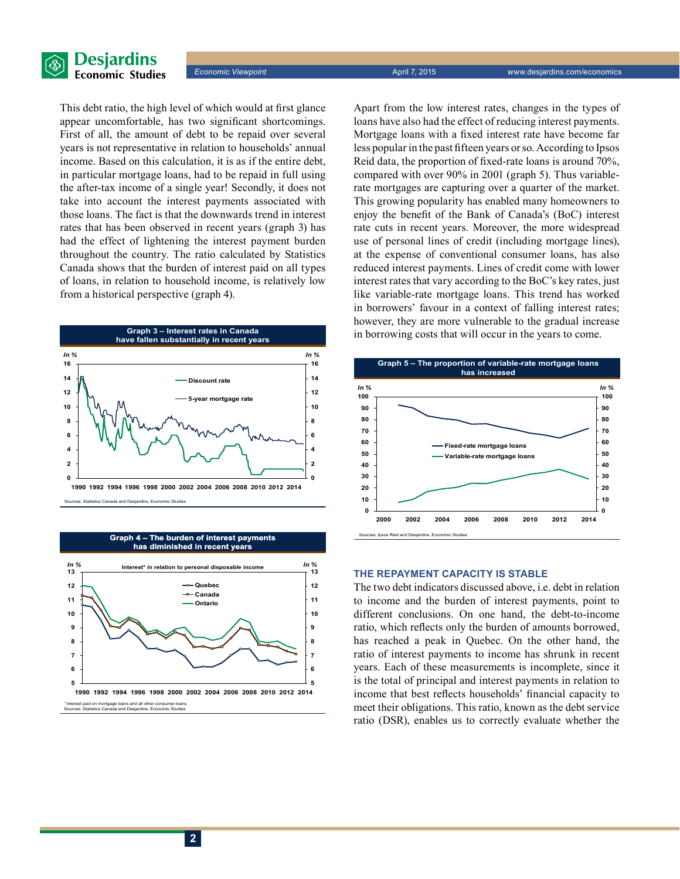This debt ratio, the high level of which would at first glance appear uncomfortable, has two significant shortcomings. First of all, the amount of debt to be repaid over several years is not representative in relation to households' annual income. Based on this calculation, it is as if the entire debt, in particular mortgage loans, had to be repaid in full using the after-tax income of a single year! Secondly, it does not take into account the interest payments associated with those loans. The fact is that the downwards trend in interest rates that has been observed in recent years (graph 3) has had the effect of lightening the interest payment burden throughout the country. The ratio calculated by Statistics Canada shows that the burden of interest paid on all types of loans, in relation to household income, is relatively low from a historical perspective (graph 4).

**Graph 3 – Interest rates in Canada have fallen substantially in recent years**

Sources: Statistics Canada and Desjardins, Economic Studies

**Graph 4 – The burden of interest payments has diminished in recent years**

\* Interest paid on mortgage loans and all other consumer loans.
Sources: Statistics Canada and Desjardins, Economic Studies

Apart from the low interest rates, changes in the types of loans have also had the effect of reducing interest payments. Mortgage loans with a fixed interest rate have become far less popular in the past fifteen years or so. According to Ipsos Reid data, the proportion of fixed-rate loans is around 70%, compared with over 90% in 2001 (graph 5). Thus variable-rate mortgages are capturing over a quarter of the market. This growing popularity has enabled many homeowners to enjoy the benefit of the Bank of Canada's (BoC) interest rate cuts in recent years. Moreover, the more widespread use of personal lines of credit (including mortgage lines), at the expense of conventional consumer loans, has also reduced interest payments. Lines of credit come with lower interest rates that vary according to the BoC's key rates, just like variable-rate mortgage loans. This trend has worked in borrowers' favour in a context of falling interest rates; however, they are more vulnerable to the gradual increase in borrowing costs that will occur in the years to come.

**Graph 5 – The proportion of variable-rate mortgage loans has increased**

Sources: Ipsos Reid and Desjardins, Economic Studies

## THE REPAYMENT CAPACITY IS STABLE

The two debt indicators discussed above, i.e. debt in relation to income and the burden of interest payments, point to different conclusions. On one hand, the debt-to-income ratio, which reflects only the burden of amounts borrowed, has reached a peak in Quebec. On the other hand, the ratio of interest payments to income has shrunk in recent years. Each of these measurements is incomplete, since it is the total of principal and interest payments in relation to income that best reflects households' financial capacity to meet their obligations. This ratio, known as the debt service ratio (DSR), enables us to correctly evaluate whether the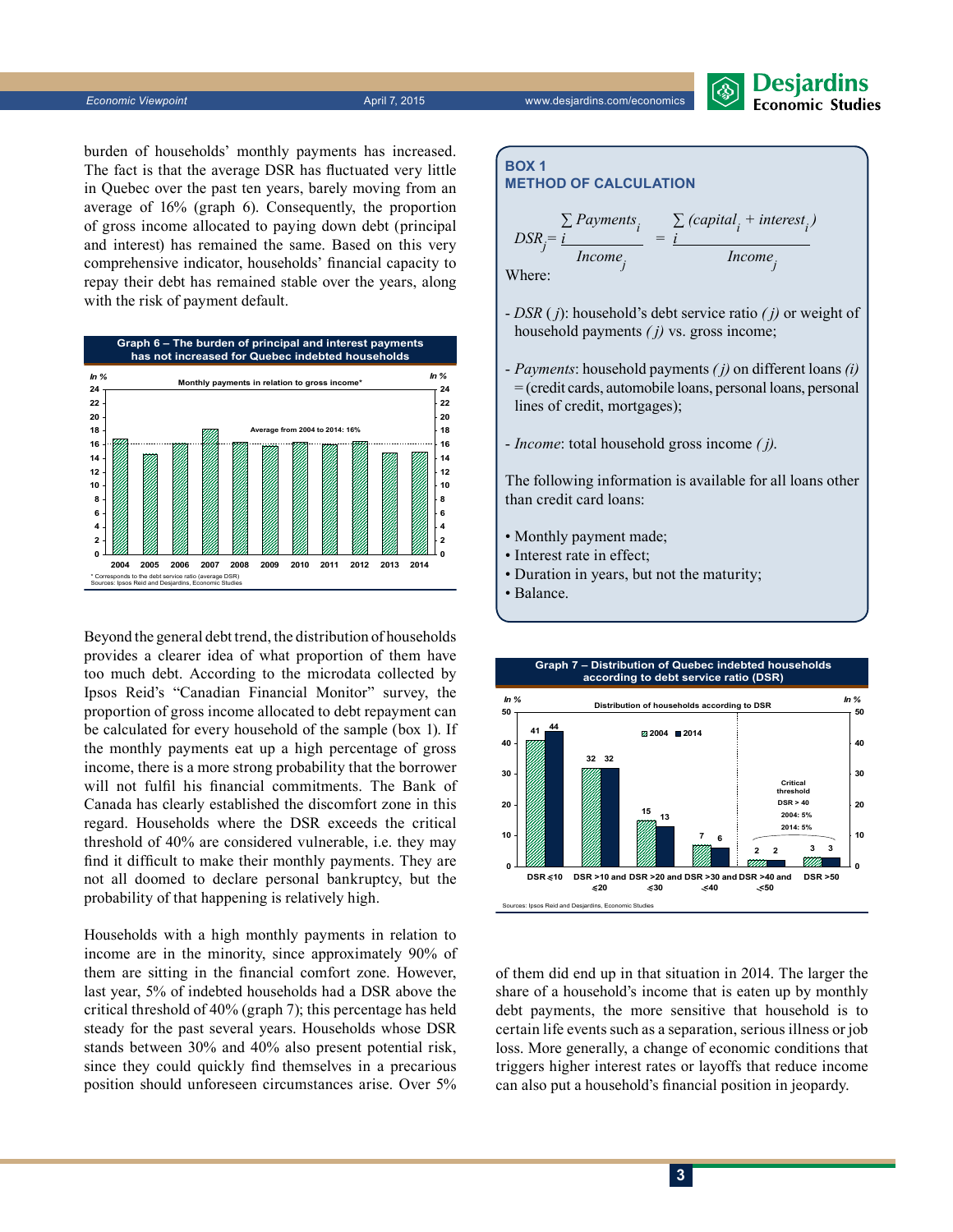burden of households' monthly payments has increased. The fact is that the average DSR has fluctuated very little in Quebec over the past ten years, barely moving from an average of 16% (graph 6). Consequently, the proportion of gross income allocated to paying down debt (principal and interest) has remained the same. Based on this very comprehensive indicator, households' financial capacity to repay their debt has remained stable over the years, along with the risk of payment default.

**Graph 6 – The burden of principal and interest payments has not increased for Quebec indebted households**

Monthly payments in relation to gross income* (In %)

Average from 2004 to 2014: 16%

\* Corresponds to the debt service ratio (average DSR)
Sources: Ipsos Reid and Desjardins, Economic Studies

Beyond the general debt trend, the distribution of households provides a clearer idea of what proportion of them have too much debt. According to the microdata collected by Ipsos Reid's "Canadian Financial Monitor" survey, the proportion of gross income allocated to debt repayment can be calculated for every household of the sample (box 1). If the monthly payments eat up a high percentage of gross income, there is a more strong probability that the borrower will not fulfil his financial commitments. The Bank of Canada has clearly established the discomfort zone in this regard. Households where the DSR exceeds the critical threshold of 40% are considered vulnerable, i.e. they may find it difficult to make their monthly payments. They are not all doomed to declare personal bankruptcy, but the probability of that happening is relatively high.

Households with a high monthly payments in relation to income are in the minority, since approximately 90% of them are sitting in the financial comfort zone. However, last year, 5% of indebted households had a DSR above the critical threshold of 40% (graph 7); this percentage has held steady for the past several years. Households whose DSR stands between 30% and 40% also present potential risk, since they could quickly find themselves in a precarious position should unforeseen circumstances arise. Over 5% of them did end up in that situation in 2014. The larger the share of a household's income that is eaten up by monthly debt payments, the more sensitive that household is to certain life events such as a separation, serious illness or job loss. More generally, a change of economic conditions that triggers higher interest rates or layoffs that reduce income can also put a household's financial position in jeopardy.

### BOX 1
### METHOD OF CALCULATION

$$DSR_j = \frac{\sum_i Payments_i}{Income_j} = \frac{\sum_i (capital_i + interest_i)}{Income_j}$$

Where:

- *DSR* ( *j*): household's debt service ratio *( j)* or weight of household payments *( j)* vs. gross income;
- *Payments*: household payments *( j)* on different loans *(i)* = (credit cards, automobile loans, personal loans, personal lines of credit, mortgages);
- *Income*: total household gross income *( j).*

The following information is available for all loans other than credit card loans:

- Monthly payment made;
- Interest rate in effect;
- Duration in years, but not the maturity;
- Balance.

**Graph 7 – Distribution of Quebec indebted households according to debt service ratio (DSR)**

Distribution of households according to DSR (In %)

| | 2004 | 2014 |
|---|---|---|
| DSR ≤10 | 41 | 44 |
| DSR >10 and ≤20 | 32 | 32 |
| DSR >20 and ≤30 | 15 | 13 |
| DSR >30 and ≤40 | 7 | 6 |
| DSR >40 and ≤50 | 2 | 2 |
| DSR >50 | 3 | 3 |

Critical threshold DSR > 40 — 2004: 5%; 2014: 5%

Sources: Ipsos Reid and Desjardins, Economic Studies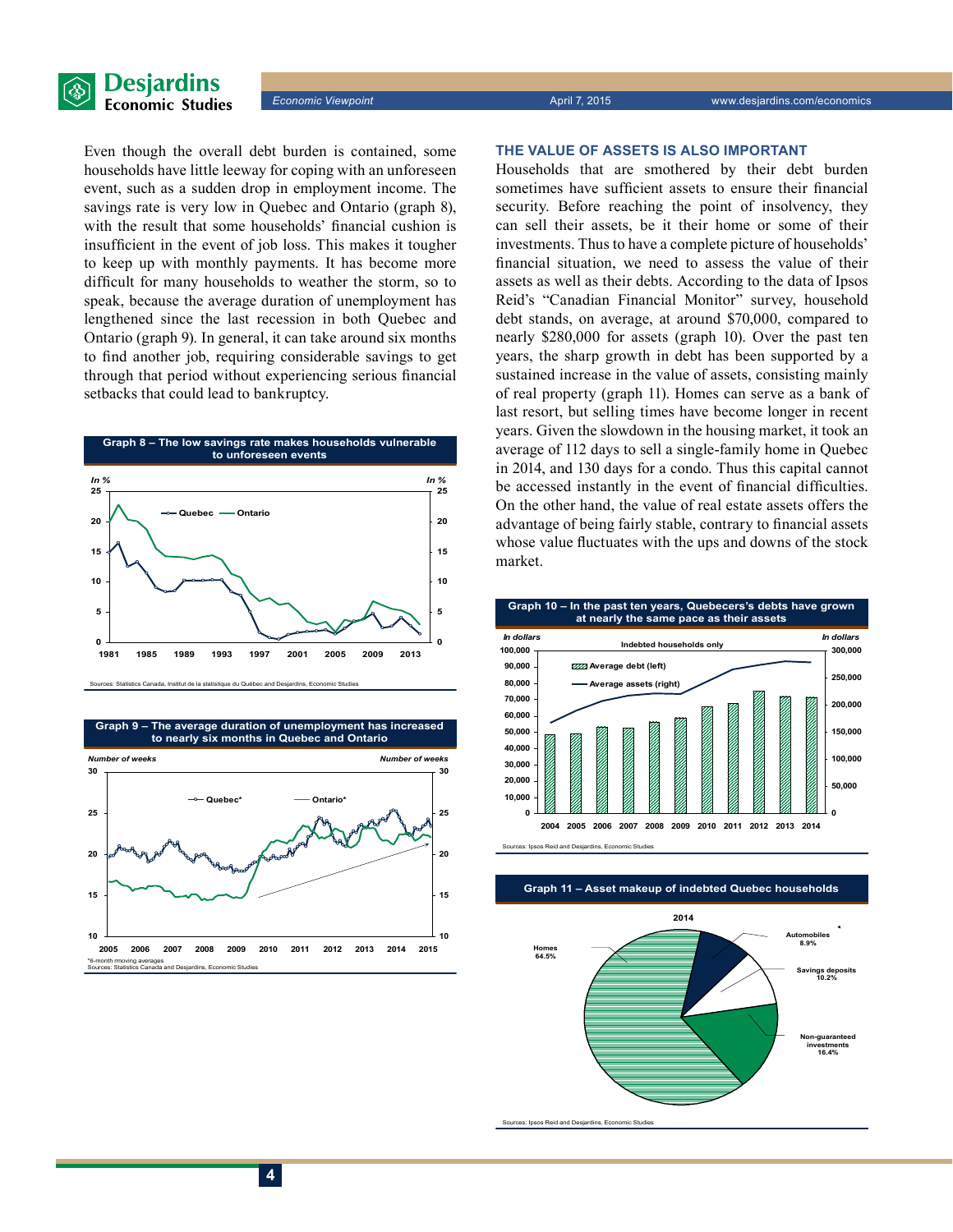Even though the overall debt burden is contained, some households have little leeway for coping with an unforeseen event, such as a sudden drop in employment income. The savings rate is very low in Quebec and Ontario (graph 8), with the result that some households' financial cushion is insufficient in the event of job loss. This makes it tougher to keep up with monthly payments. It has become more difficult for many households to weather the storm, so to speak, because the average duration of unemployment has lengthened since the last recession in both Quebec and Ontario (graph 9). In general, it can take around six months to find another job, requiring considerable savings to get through that period without experiencing serious financial setbacks that could lead to bankruptcy.

**Graph 8 – The low savings rate makes households vulnerable to unforeseen events**

Sources: Statistics Canada, Institut de la statistique du Québec and Desjardins, Economic Studies

**Graph 9 – The average duration of unemployment has increased to nearly six months in Quebec and Ontario**

*6-month moving averages
Sources: Statistics Canada and Desjardins, Economic Studies

## THE VALUE OF ASSETS IS ALSO IMPORTANT

Households that are smothered by their debt burden sometimes have sufficient assets to ensure their financial security. Before reaching the point of insolvency, they can sell their assets, be it their home or some of their investments. Thus to have a complete picture of households' financial situation, we need to assess the value of their assets as well as their debts. According to the data of Ipsos Reid's "Canadian Financial Monitor" survey, household debt stands, on average, at around $70,000, compared to nearly $280,000 for assets (graph 10). Over the past ten years, the sharp growth in debt has been supported by a sustained increase in the value of assets, consisting mainly of real property (graph 11). Homes can serve as a bank of last resort, but selling times have become longer in recent years. Given the slowdown in the housing market, it took an average of 112 days to sell a single-family home in Quebec in 2014, and 130 days for a condo. Thus this capital cannot be accessed instantly in the event of financial difficulties. On the other hand, the value of real estate assets offers the advantage of being fairly stable, contrary to financial assets whose value fluctuates with the ups and downs of the stock market.

**Graph 10 – In the past ten years, Quebecers's debts have grown at nearly the same pace as their assets**

Sources: Ipsos Reid and Desjardins, Economic Studies

**Graph 11 – Asset makeup of indebted Quebec households**

Sources: Ipsos Reid and Desjardins, Economic Studies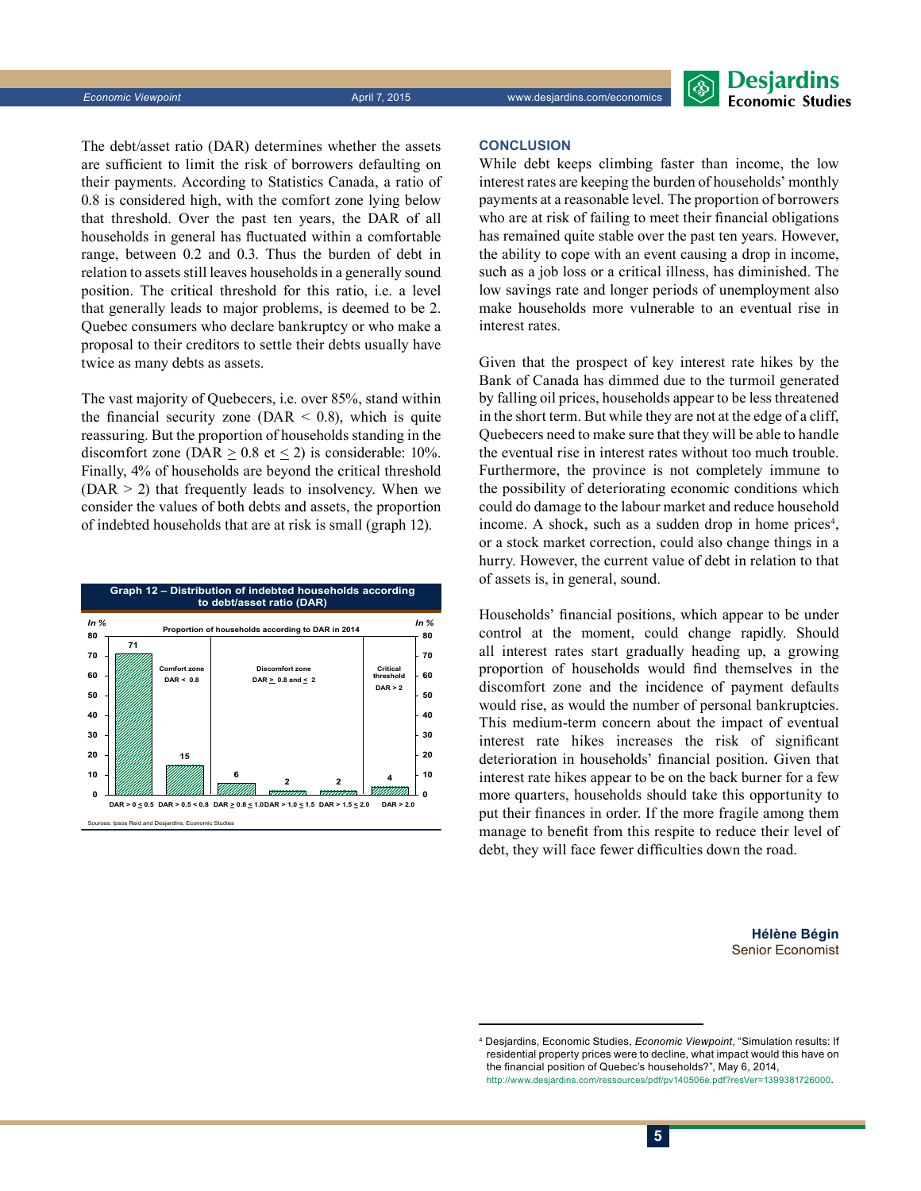The debt/asset ratio (DAR) determines whether the assets are sufficient to limit the risk of borrowers defaulting on their payments. According to Statistics Canada, a ratio of 0.8 is considered high, with the comfort zone lying below that threshold. Over the past ten years, the DAR of all households in general has fluctuated within a comfortable range, between 0.2 and 0.3. Thus the burden of debt in relation to assets still leaves households in a generally sound position. The critical threshold for this ratio, i.e. a level that generally leads to major problems, is deemed to be 2. Quebec consumers who declare bankruptcy or who make a proposal to their creditors to settle their debts usually have twice as many debts as assets.

The vast majority of Quebecers, i.e. over 85%, stand within the financial security zone (DAR < 0.8), which is quite reassuring. But the proportion of households standing in the discomfort zone (DAR ≥ 0.8 et ≤ 2) is considerable: 10%. Finally, 4% of households are beyond the critical threshold (DAR > 2) that frequently leads to insolvency. When we consider the values of both debts and assets, the proportion of indebted households that are at risk is small (graph 12).

**Graph 12 – Distribution of indebted households according to debt/asset ratio (DAR)**

In %

Proportion of households according to DAR in 2014

Comfort zone DAR < 0.8

Discomfort zone DAR ≥ 0.8 and ≤ 2

Critical threshold DAR > 2

71

15

6

2

2

4

DAR > 0 ≤ 0.5 DAR > 0.5 < 0.8 DAR ≥ 0.8 ≤ 1.0 DAR > 1.0 ≤ 1.5 DAR > 1.5 ≤ 2.0 DAR > 2.0

Sources: Ipsos Reid and Desjardins, Economic Studies

## CONCLUSION

While debt keeps climbing faster than income, the low interest rates are keeping the burden of households' monthly payments at a reasonable level. The proportion of borrowers who are at risk of failing to meet their financial obligations has remained quite stable over the past ten years. However, the ability to cope with an event causing a drop in income, such as a job loss or a critical illness, has diminished. The low savings rate and longer periods of unemployment also make households more vulnerable to an eventual rise in interest rates.

Given that the prospect of key interest rate hikes by the Bank of Canada has dimmed due to the turmoil generated by falling oil prices, households appear to be less threatened in the short term. But while they are not at the edge of a cliff, Quebecers need to make sure that they will be able to handle the eventual rise in interest rates without too much trouble. Furthermore, the province is not completely immune to the possibility of deteriorating economic conditions which could do damage to the labour market and reduce household income. A shock, such as a sudden drop in home prices[4], or a stock market correction, could also change things in a hurry. However, the current value of debt in relation to that of assets is, in general, sound.

Households' financial positions, which appear to be under control at the moment, could change rapidly. Should all interest rates start gradually heading up, a growing proportion of households would find themselves in the discomfort zone and the incidence of payment defaults would rise, as would the number of personal bankruptcies. This medium-term concern about the impact of eventual interest rate hikes increases the risk of significant deterioration in households' financial position. Given that interest rate hikes appear to be on the back burner for a few more quarters, households should take this opportunity to put their finances in order. If the more fragile among them manage to benefit from this respite to reduce their level of debt, they will face fewer difficulties down the road.

**Hélène Bégin**
Senior Economist

---

[4] Desjardins, Economic Studies, *Economic Viewpoint*, "Simulation results: If residential property prices were to decline, what impact would this have on the financial position of Quebec's households?", May 6, 2014, http://www.desjardins.com/ressources/pdf/pv140506e.pdf?resVer=1399381726000.